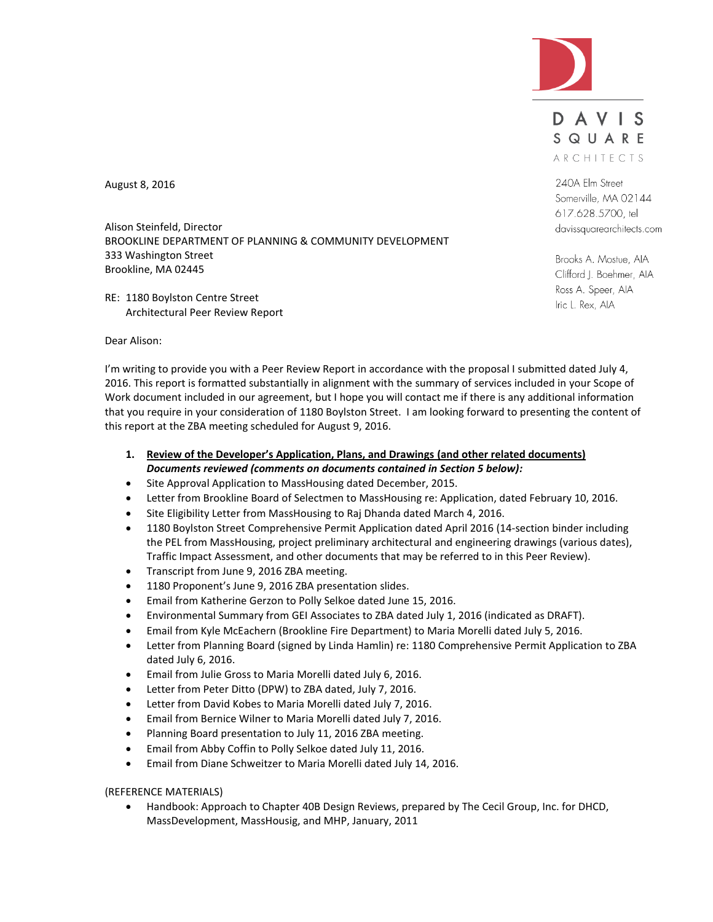DAVIS SQUARE ARCHITECTS

240A Elm Street
Somerville, MA 02144
617.628.5700, tel
davissquarearchitects.com

Brooks A. Mostue, AIA
Clifford J. Boehmer, AIA
Ross A. Speer, AIA
Iric L. Rex, AIA

August 8, 2016

Alison Steinfeld, Director
BROOKLINE DEPARTMENT OF PLANNING & COMMUNITY DEVELOPMENT
333 Washington Street
Brookline, MA 02445

RE: 1180 Boylston Centre Street
Architectural Peer Review Report

Dear Alison:

I'm writing to provide you with a Peer Review Report in accordance with the proposal I submitted dated July 4, 2016. This report is formatted substantially in alignment with the summary of services included in your Scope of Work document included in our agreement, but I hope you will contact me if there is any additional information that you require in your consideration of 1180 Boylston Street. I am looking forward to presenting the content of this report at the ZBA meeting scheduled for August 9, 2016.

1. **Review of the Developer's Application, Plans, and Drawings (and other related documents)**
   ***Documents reviewed (comments on documents contained in Section 5 below):***

- Site Approval Application to MassHousing dated December, 2015.
- Letter from Brookline Board of Selectmen to MassHousing re: Application, dated February 10, 2016.
- Site Eligibility Letter from MassHousing to Raj Dhanda dated March 4, 2016.
- 1180 Boylston Street Comprehensive Permit Application dated April 2016 (14-section binder including the PEL from MassHousing, project preliminary architectural and engineering drawings (various dates), Traffic Impact Assessment, and other documents that may be referred to in this Peer Review).
- Transcript from June 9, 2016 ZBA meeting.
- 1180 Proponent's June 9, 2016 ZBA presentation slides.
- Email from Katherine Gerzon to Polly Selkoe dated June 15, 2016.
- Environmental Summary from GEI Associates to ZBA dated July 1, 2016 (indicated as DRAFT).
- Email from Kyle McEachern (Brookline Fire Department) to Maria Morelli dated July 5, 2016.
- Letter from Planning Board (signed by Linda Hamlin) re: 1180 Comprehensive Permit Application to ZBA dated July 6, 2016.
- Email from Julie Gross to Maria Morelli dated July 6, 2016.
- Letter from Peter Ditto (DPW) to ZBA dated, July 7, 2016.
- Letter from David Kobes to Maria Morelli dated July 7, 2016.
- Email from Bernice Wilner to Maria Morelli dated July 7, 2016.
- Planning Board presentation to July 11, 2016 ZBA meeting.
- Email from Abby Coffin to Polly Selkoe dated July 11, 2016.
- Email from Diane Schweitzer to Maria Morelli dated July 14, 2016.

(REFERENCE MATERIALS)

- Handbook: Approach to Chapter 40B Design Reviews, prepared by The Cecil Group, Inc. for DHCD, MassDevelopment, MassHousig, and MHP, January, 2011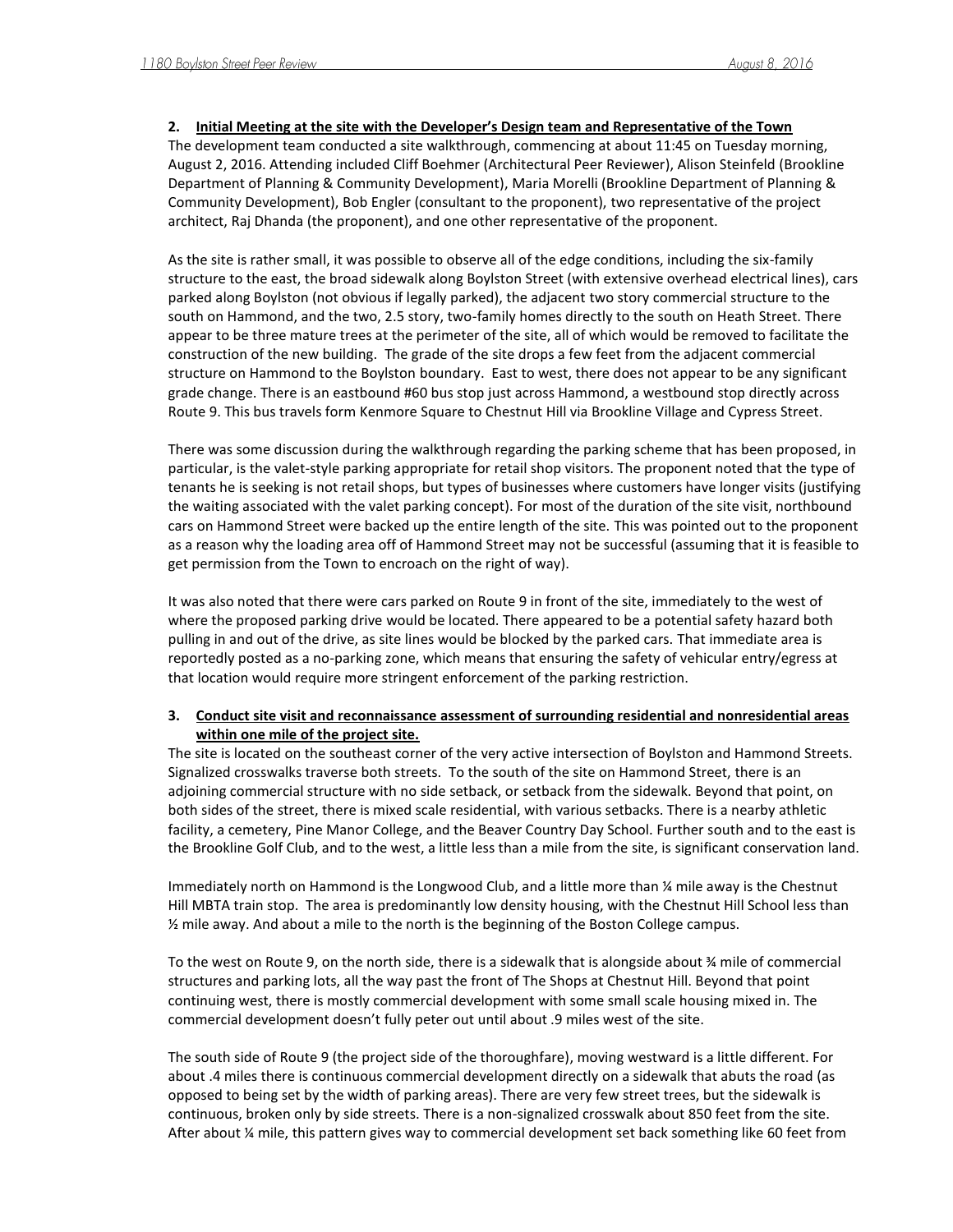**2. Initial Meeting at the site with the Developer's Design team and Representative of the Town**

The development team conducted a site walkthrough, commencing at about 11:45 on Tuesday morning, August 2, 2016. Attending included Cliff Boehmer (Architectural Peer Reviewer), Alison Steinfeld (Brookline Department of Planning & Community Development), Maria Morelli (Brookline Department of Planning & Community Development), Bob Engler (consultant to the proponent), two representative of the project architect, Raj Dhanda (the proponent), and one other representative of the proponent.

As the site is rather small, it was possible to observe all of the edge conditions, including the six-family structure to the east, the broad sidewalk along Boylston Street (with extensive overhead electrical lines), cars parked along Boylston (not obvious if legally parked), the adjacent two story commercial structure to the south on Hammond, and the two, 2.5 story, two-family homes directly to the south on Heath Street. There appear to be three mature trees at the perimeter of the site, all of which would be removed to facilitate the construction of the new building. The grade of the site drops a few feet from the adjacent commercial structure on Hammond to the Boylston boundary. East to west, there does not appear to be any significant grade change. There is an eastbound #60 bus stop just across Hammond, a westbound stop directly across Route 9. This bus travels form Kenmore Square to Chestnut Hill via Brookline Village and Cypress Street.

There was some discussion during the walkthrough regarding the parking scheme that has been proposed, in particular, is the valet-style parking appropriate for retail shop visitors. The proponent noted that the type of tenants he is seeking is not retail shops, but types of businesses where customers have longer visits (justifying the waiting associated with the valet parking concept). For most of the duration of the site visit, northbound cars on Hammond Street were backed up the entire length of the site. This was pointed out to the proponent as a reason why the loading area off of Hammond Street may not be successful (assuming that it is feasible to get permission from the Town to encroach on the right of way).

It was also noted that there were cars parked on Route 9 in front of the site, immediately to the west of where the proposed parking drive would be located. There appeared to be a potential safety hazard both pulling in and out of the drive, as site lines would be blocked by the parked cars. That immediate area is reportedly posted as a no-parking zone, which means that ensuring the safety of vehicular entry/egress at that location would require more stringent enforcement of the parking restriction.

**3. Conduct site visit and reconnaissance assessment of surrounding residential and nonresidential areas within one mile of the project site.**

The site is located on the southeast corner of the very active intersection of Boylston and Hammond Streets. Signalized crosswalks traverse both streets. To the south of the site on Hammond Street, there is an adjoining commercial structure with no side setback, or setback from the sidewalk. Beyond that point, on both sides of the street, there is mixed scale residential, with various setbacks. There is a nearby athletic facility, a cemetery, Pine Manor College, and the Beaver Country Day School. Further south and to the east is the Brookline Golf Club, and to the west, a little less than a mile from the site, is significant conservation land.

Immediately north on Hammond is the Longwood Club, and a little more than ¼ mile away is the Chestnut Hill MBTA train stop. The area is predominantly low density housing, with the Chestnut Hill School less than ½ mile away. And about a mile to the north is the beginning of the Boston College campus.

To the west on Route 9, on the north side, there is a sidewalk that is alongside about ¾ mile of commercial structures and parking lots, all the way past the front of The Shops at Chestnut Hill. Beyond that point continuing west, there is mostly commercial development with some small scale housing mixed in. The commercial development doesn't fully peter out until about .9 miles west of the site.

The south side of Route 9 (the project side of the thoroughfare), moving westward is a little different. For about .4 miles there is continuous commercial development directly on a sidewalk that abuts the road (as opposed to being set by the width of parking areas). There are very few street trees, but the sidewalk is continuous, broken only by side streets. There is a non-signalized crosswalk about 850 feet from the site. After about ¼ mile, this pattern gives way to commercial development set back something like 60 feet from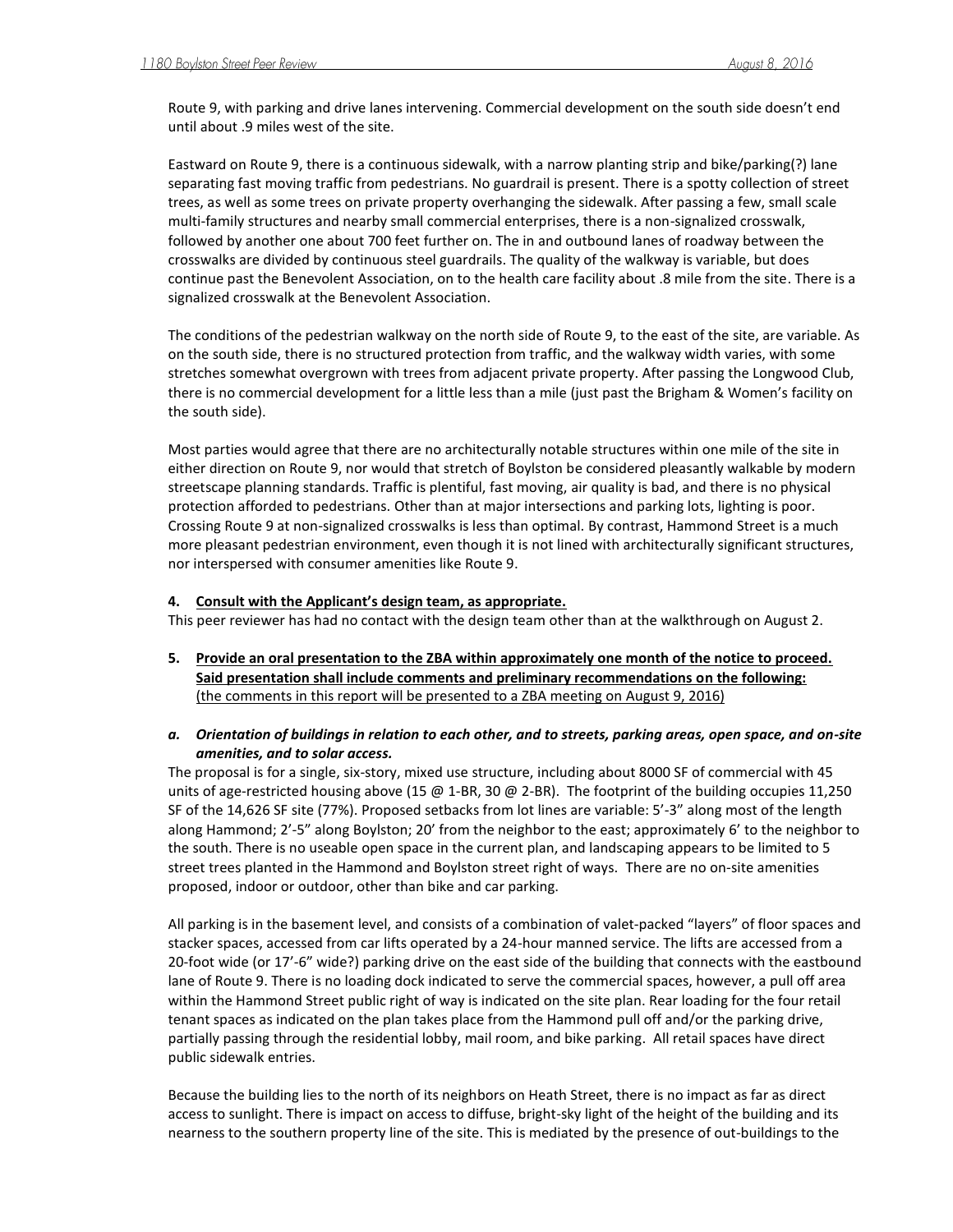Route 9, with parking and drive lanes intervening. Commercial development on the south side doesn't end until about .9 miles west of the site.

Eastward on Route 9, there is a continuous sidewalk, with a narrow planting strip and bike/parking(?) lane separating fast moving traffic from pedestrians. No guardrail is present. There is a spotty collection of street trees, as well as some trees on private property overhanging the sidewalk. After passing a few, small scale multi-family structures and nearby small commercial enterprises, there is a non-signalized crosswalk, followed by another one about 700 feet further on. The in and outbound lanes of roadway between the crosswalks are divided by continuous steel guardrails. The quality of the walkway is variable, but does continue past the Benevolent Association, on to the health care facility about .8 mile from the site. There is a signalized crosswalk at the Benevolent Association.

The conditions of the pedestrian walkway on the north side of Route 9, to the east of the site, are variable. As on the south side, there is no structured protection from traffic, and the walkway width varies, with some stretches somewhat overgrown with trees from adjacent private property. After passing the Longwood Club, there is no commercial development for a little less than a mile (just past the Brigham & Women's facility on the south side).

Most parties would agree that there are no architecturally notable structures within one mile of the site in either direction on Route 9, nor would that stretch of Boylston be considered pleasantly walkable by modern streetscape planning standards. Traffic is plentiful, fast moving, air quality is bad, and there is no physical protection afforded to pedestrians. Other than at major intersections and parking lots, lighting is poor. Crossing Route 9 at non-signalized crosswalks is less than optimal. By contrast, Hammond Street is a much more pleasant pedestrian environment, even though it is not lined with architecturally significant structures, nor interspersed with consumer amenities like Route 9.

**4. <u>Consult with the Applicant's design team, as appropriate.</u>**

This peer reviewer has had no contact with the design team other than at the walkthrough on August 2.

**5. <u>Provide an oral presentation to the ZBA within approximately one month of the notice to proceed. Said presentation shall include comments and preliminary recommendations on the following:</u>**
<u>(the comments in this report will be presented to a ZBA meeting on August 9, 2016)</u>

***a. Orientation of buildings in relation to each other, and to streets, parking areas, open space, and on-site amenities, and to solar access.***

The proposal is for a single, six-story, mixed use structure, including about 8000 SF of commercial with 45 units of age-restricted housing above (15 @ 1-BR, 30 @ 2-BR). The footprint of the building occupies 11,250 SF of the 14,626 SF site (77%). Proposed setbacks from lot lines are variable: 5'-3" along most of the length along Hammond; 2'-5" along Boylston; 20' from the neighbor to the east; approximately 6' to the neighbor to the south. There is no useable open space in the current plan, and landscaping appears to be limited to 5 street trees planted in the Hammond and Boylston street right of ways. There are no on-site amenities proposed, indoor or outdoor, other than bike and car parking.

All parking is in the basement level, and consists of a combination of valet-packed "layers" of floor spaces and stacker spaces, accessed from car lifts operated by a 24-hour manned service. The lifts are accessed from a 20-foot wide (or 17'-6" wide?) parking drive on the east side of the building that connects with the eastbound lane of Route 9. There is no loading dock indicated to serve the commercial spaces, however, a pull off area within the Hammond Street public right of way is indicated on the site plan. Rear loading for the four retail tenant spaces as indicated on the plan takes place from the Hammond pull off and/or the parking drive, partially passing through the residential lobby, mail room, and bike parking. All retail spaces have direct public sidewalk entries.

Because the building lies to the north of its neighbors on Heath Street, there is no impact as far as direct access to sunlight. There is impact on access to diffuse, bright-sky light of the height of the building and its nearness to the southern property line of the site. This is mediated by the presence of out-buildings to the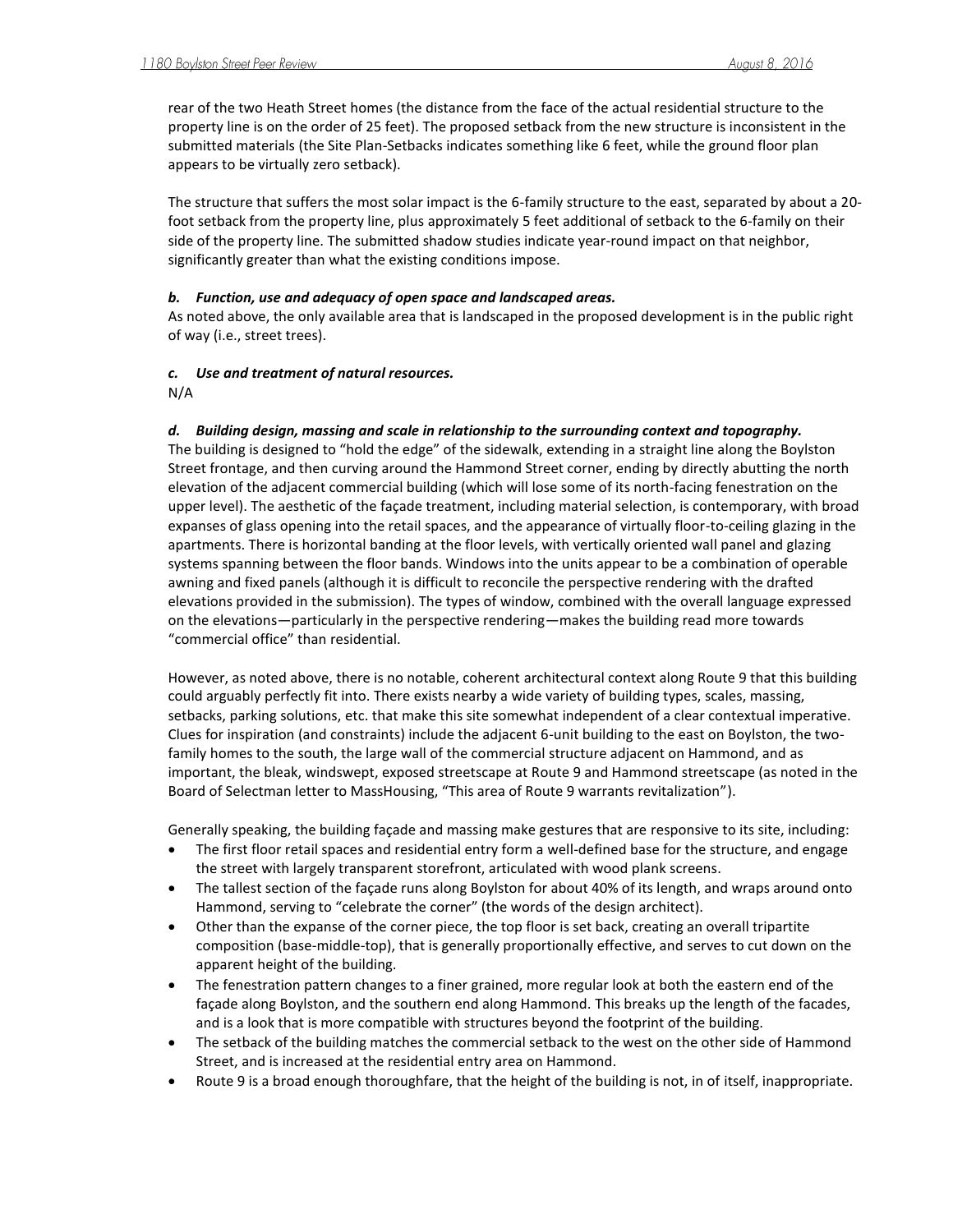rear of the two Heath Street homes (the distance from the face of the actual residential structure to the property line is on the order of 25 feet). The proposed setback from the new structure is inconsistent in the submitted materials (the Site Plan-Setbacks indicates something like 6 feet, while the ground floor plan appears to be virtually zero setback).

The structure that suffers the most solar impact is the 6-family structure to the east, separated by about a 20-foot setback from the property line, plus approximately 5 feet additional of setback to the 6-family on their side of the property line. The submitted shadow studies indicate year-round impact on that neighbor, significantly greater than what the existing conditions impose.

***b. Function, use and adequacy of open space and landscaped areas.***
As noted above, the only available area that is landscaped in the proposed development is in the public right of way (i.e., street trees).

***c. Use and treatment of natural resources.***
N/A

***d. Building design, massing and scale in relationship to the surrounding context and topography.***
The building is designed to "hold the edge" of the sidewalk, extending in a straight line along the Boylston Street frontage, and then curving around the Hammond Street corner, ending by directly abutting the north elevation of the adjacent commercial building (which will lose some of its north-facing fenestration on the upper level). The aesthetic of the façade treatment, including material selection, is contemporary, with broad expanses of glass opening into the retail spaces, and the appearance of virtually floor-to-ceiling glazing in the apartments. There is horizontal banding at the floor levels, with vertically oriented wall panel and glazing systems spanning between the floor bands. Windows into the units appear to be a combination of operable awning and fixed panels (although it is difficult to reconcile the perspective rendering with the drafted elevations provided in the submission). The types of window, combined with the overall language expressed on the elevations—particularly in the perspective rendering—makes the building read more towards "commercial office" than residential.

However, as noted above, there is no notable, coherent architectural context along Route 9 that this building could arguably perfectly fit into. There exists nearby a wide variety of building types, scales, massing, setbacks, parking solutions, etc. that make this site somewhat independent of a clear contextual imperative. Clues for inspiration (and constraints) include the adjacent 6-unit building to the east on Boylston, the two-family homes to the south, the large wall of the commercial structure adjacent on Hammond, and as important, the bleak, windswept, exposed streetscape at Route 9 and Hammond streetscape (as noted in the Board of Selectman letter to MassHousing, "This area of Route 9 warrants revitalization").

Generally speaking, the building façade and massing make gestures that are responsive to its site, including:

- The first floor retail spaces and residential entry form a well-defined base for the structure, and engage the street with largely transparent storefront, articulated with wood plank screens.
- The tallest section of the façade runs along Boylston for about 40% of its length, and wraps around onto Hammond, serving to "celebrate the corner" (the words of the design architect).
- Other than the expanse of the corner piece, the top floor is set back, creating an overall tripartite composition (base-middle-top), that is generally proportionally effective, and serves to cut down on the apparent height of the building.
- The fenestration pattern changes to a finer grained, more regular look at both the eastern end of the façade along Boylston, and the southern end along Hammond. This breaks up the length of the facades, and is a look that is more compatible with structures beyond the footprint of the building.
- The setback of the building matches the commercial setback to the west on the other side of Hammond Street, and is increased at the residential entry area on Hammond.
- Route 9 is a broad enough thoroughfare, that the height of the building is not, in of itself, inappropriate.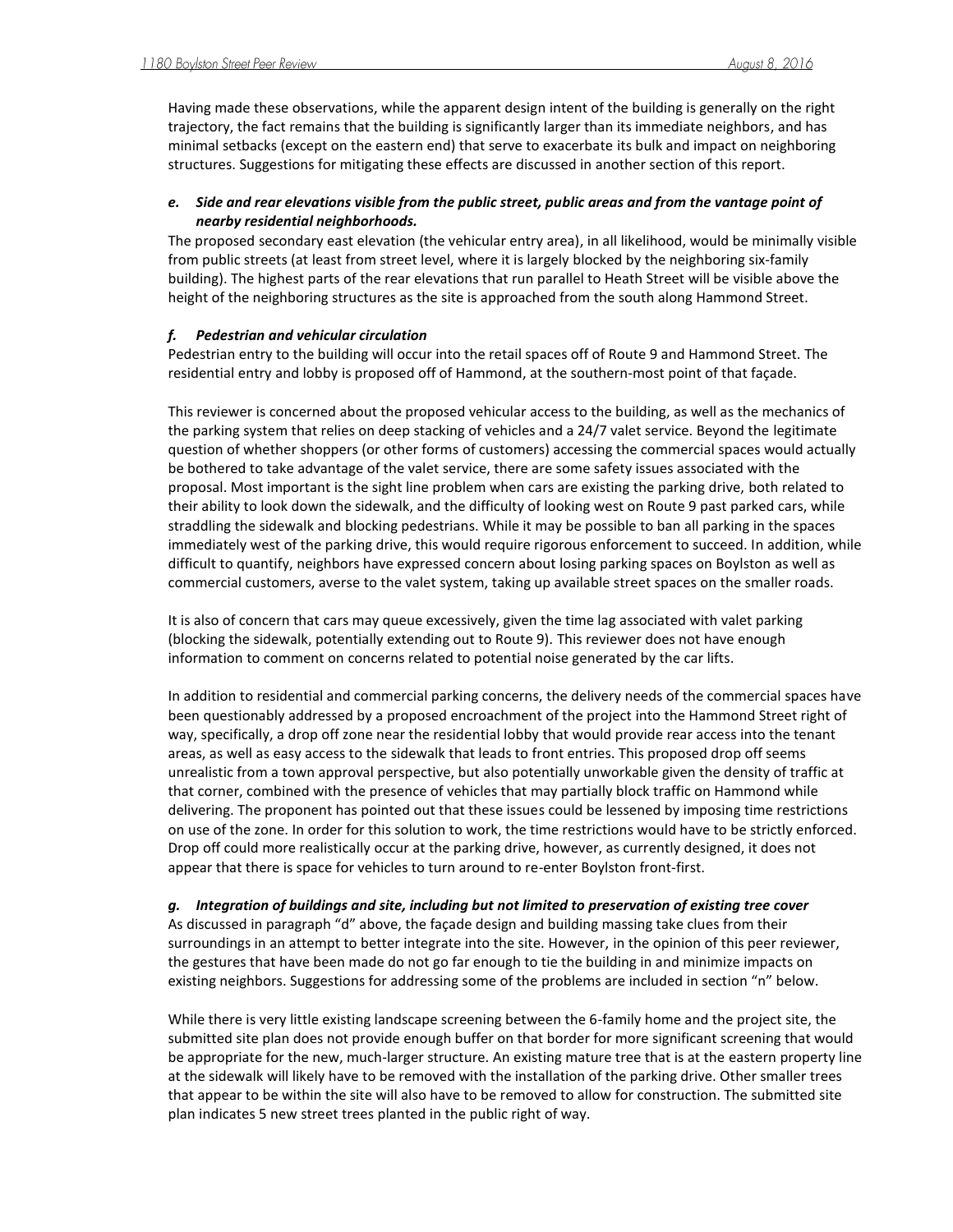Having made these observations, while the apparent design intent of the building is generally on the right trajectory, the fact remains that the building is significantly larger than its immediate neighbors, and has minimal setbacks (except on the eastern end) that serve to exacerbate its bulk and impact on neighboring structures. Suggestions for mitigating these effects are discussed in another section of this report.

***e. Side and rear elevations visible from the public street, public areas and from the vantage point of nearby residential neighborhoods.***

The proposed secondary east elevation (the vehicular entry area), in all likelihood, would be minimally visible from public streets (at least from street level, where it is largely blocked by the neighboring six-family building). The highest parts of the rear elevations that run parallel to Heath Street will be visible above the height of the neighboring structures as the site is approached from the south along Hammond Street.

***f. Pedestrian and vehicular circulation***

Pedestrian entry to the building will occur into the retail spaces off of Route 9 and Hammond Street. The residential entry and lobby is proposed off of Hammond, at the southern-most point of that façade.

This reviewer is concerned about the proposed vehicular access to the building, as well as the mechanics of the parking system that relies on deep stacking of vehicles and a 24/7 valet service. Beyond the legitimate question of whether shoppers (or other forms of customers) accessing the commercial spaces would actually be bothered to take advantage of the valet service, there are some safety issues associated with the proposal. Most important is the sight line problem when cars are existing the parking drive, both related to their ability to look down the sidewalk, and the difficulty of looking west on Route 9 past parked cars, while straddling the sidewalk and blocking pedestrians. While it may be possible to ban all parking in the spaces immediately west of the parking drive, this would require rigorous enforcement to succeed. In addition, while difficult to quantify, neighbors have expressed concern about losing parking spaces on Boylston as well as commercial customers, averse to the valet system, taking up available street spaces on the smaller roads.

It is also of concern that cars may queue excessively, given the time lag associated with valet parking (blocking the sidewalk, potentially extending out to Route 9). This reviewer does not have enough information to comment on concerns related to potential noise generated by the car lifts.

In addition to residential and commercial parking concerns, the delivery needs of the commercial spaces have been questionably addressed by a proposed encroachment of the project into the Hammond Street right of way, specifically, a drop off zone near the residential lobby that would provide rear access into the tenant areas, as well as easy access to the sidewalk that leads to front entries. This proposed drop off seems unrealistic from a town approval perspective, but also potentially unworkable given the density of traffic at that corner, combined with the presence of vehicles that may partially block traffic on Hammond while delivering. The proponent has pointed out that these issues could be lessened by imposing time restrictions on use of the zone. In order for this solution to work, the time restrictions would have to be strictly enforced. Drop off could more realistically occur at the parking drive, however, as currently designed, it does not appear that there is space for vehicles to turn around to re-enter Boylston front-first.

***g. Integration of buildings and site, including but not limited to preservation of existing tree cover***

As discussed in paragraph "d" above, the façade design and building massing take clues from their surroundings in an attempt to better integrate into the site. However, in the opinion of this peer reviewer, the gestures that have been made do not go far enough to tie the building in and minimize impacts on existing neighbors. Suggestions for addressing some of the problems are included in section "n" below.

While there is very little existing landscape screening between the 6-family home and the project site, the submitted site plan does not provide enough buffer on that border for more significant screening that would be appropriate for the new, much-larger structure. An existing mature tree that is at the eastern property line at the sidewalk will likely have to be removed with the installation of the parking drive. Other smaller trees that appear to be within the site will also have to be removed to allow for construction. The submitted site plan indicates 5 new street trees planted in the public right of way.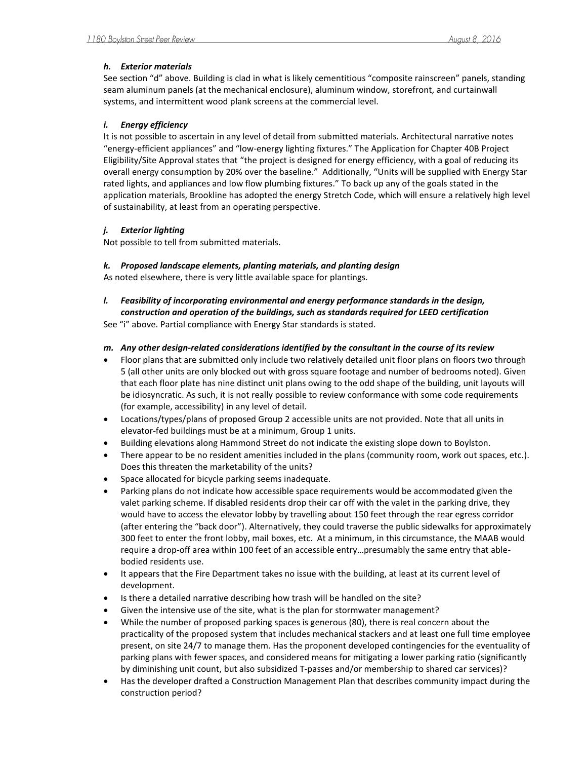### *h. Exterior materials*

See section "d" above. Building is clad in what is likely cementitious "composite rainscreen" panels, standing seam aluminum panels (at the mechanical enclosure), aluminum window, storefront, and curtainwall systems, and intermittent wood plank screens at the commercial level.

### *i. Energy efficiency*

It is not possible to ascertain in any level of detail from submitted materials. Architectural narrative notes "energy-efficient appliances" and "low-energy lighting fixtures." The Application for Chapter 40B Project Eligibility/Site Approval states that "the project is designed for energy efficiency, with a goal of reducing its overall energy consumption by 20% over the baseline." Additionally, "Units will be supplied with Energy Star rated lights, and appliances and low flow plumbing fixtures." To back up any of the goals stated in the application materials, Brookline has adopted the energy Stretch Code, which will ensure a relatively high level of sustainability, at least from an operating perspective.

### *j. Exterior lighting*

Not possible to tell from submitted materials.

### *k. Proposed landscape elements, planting materials, and planting design*

As noted elsewhere, there is very little available space for plantings.

### *l. Feasibility of incorporating environmental and energy performance standards in the design, construction and operation of the buildings, such as standards required for LEED certification*

See "i" above. Partial compliance with Energy Star standards is stated.

### *m. Any other design-related considerations identified by the consultant in the course of its review*

- Floor plans that are submitted only include two relatively detailed unit floor plans on floors two through 5 (all other units are only blocked out with gross square footage and number of bedrooms noted). Given that each floor plate has nine distinct unit plans owing to the odd shape of the building, unit layouts will be idiosyncratic. As such, it is not really possible to review conformance with some code requirements (for example, accessibility) in any level of detail.
- Locations/types/plans of proposed Group 2 accessible units are not provided. Note that all units in elevator-fed buildings must be at a minimum, Group 1 units.
- Building elevations along Hammond Street do not indicate the existing slope down to Boylston.
- There appear to be no resident amenities included in the plans (community room, work out spaces, etc.). Does this threaten the marketability of the units?
- Space allocated for bicycle parking seems inadequate.
- Parking plans do not indicate how accessible space requirements would be accommodated given the valet parking scheme. If disabled residents drop their car off with the valet in the parking drive, they would have to access the elevator lobby by travelling about 150 feet through the rear egress corridor (after entering the "back door"). Alternatively, they could traverse the public sidewalks for approximately 300 feet to enter the front lobby, mail boxes, etc. At a minimum, in this circumstance, the MAAB would require a drop-off area within 100 feet of an accessible entry…presumably the same entry that able-bodied residents use.
- It appears that the Fire Department takes no issue with the building, at least at its current level of development.
- Is there a detailed narrative describing how trash will be handled on the site?
- Given the intensive use of the site, what is the plan for stormwater management?
- While the number of proposed parking spaces is generous (80), there is real concern about the practicality of the proposed system that includes mechanical stackers and at least one full time employee present, on site 24/7 to manage them. Has the proponent developed contingencies for the eventuality of parking plans with fewer spaces, and considered means for mitigating a lower parking ratio (significantly by diminishing unit count, but also subsidized T-passes and/or membership to shared car services)?
- Has the developer drafted a Construction Management Plan that describes community impact during the construction period?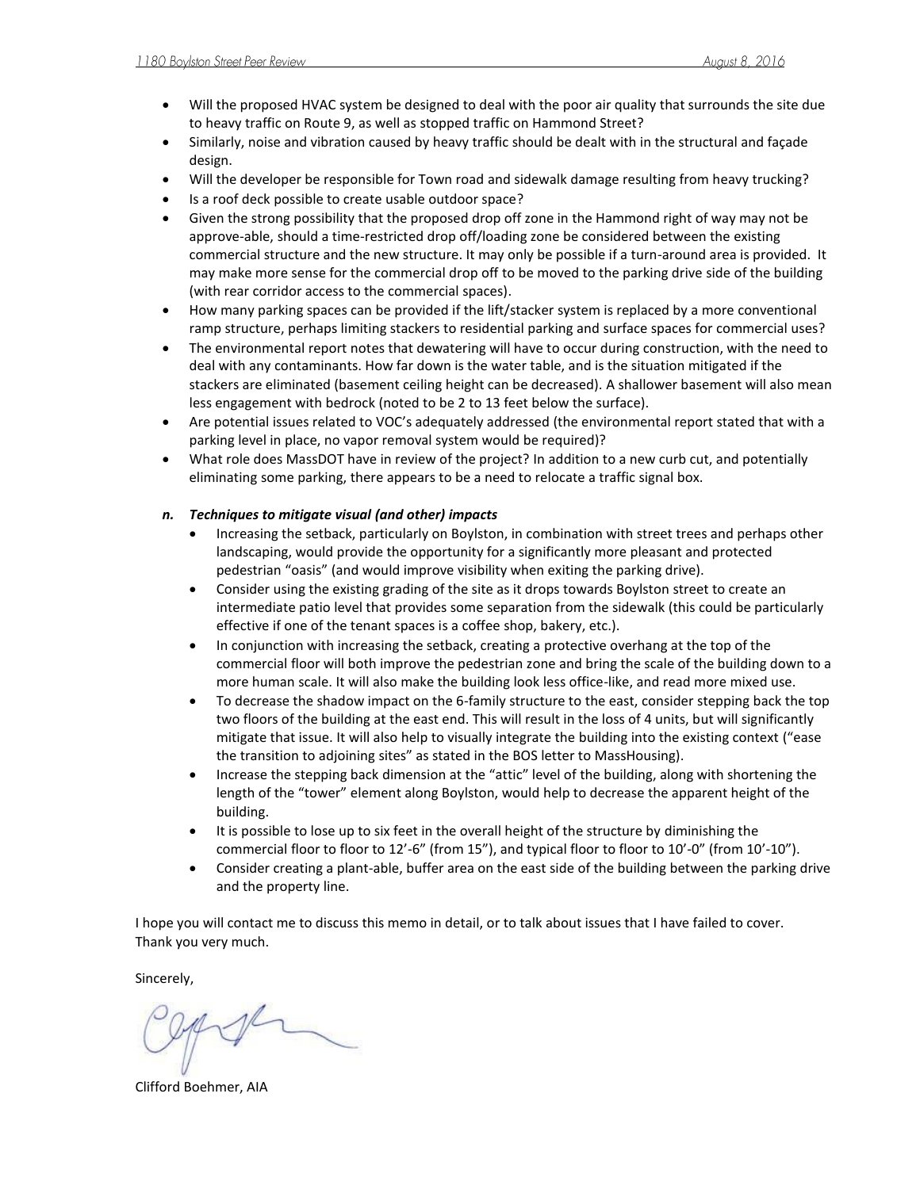- Will the proposed HVAC system be designed to deal with the poor air quality that surrounds the site due to heavy traffic on Route 9, as well as stopped traffic on Hammond Street?
- Similarly, noise and vibration caused by heavy traffic should be dealt with in the structural and façade design.
- Will the developer be responsible for Town road and sidewalk damage resulting from heavy trucking?
- Is a roof deck possible to create usable outdoor space?
- Given the strong possibility that the proposed drop off zone in the Hammond right of way may not be approve-able, should a time-restricted drop off/loading zone be considered between the existing commercial structure and the new structure. It may only be possible if a turn-around area is provided. It may make more sense for the commercial drop off to be moved to the parking drive side of the building (with rear corridor access to the commercial spaces).
- How many parking spaces can be provided if the lift/stacker system is replaced by a more conventional ramp structure, perhaps limiting stackers to residential parking and surface spaces for commercial uses?
- The environmental report notes that dewatering will have to occur during construction, with the need to deal with any contaminants. How far down is the water table, and is the situation mitigated if the stackers are eliminated (basement ceiling height can be decreased). A shallower basement will also mean less engagement with bedrock (noted to be 2 to 13 feet below the surface).
- Are potential issues related to VOC's adequately addressed (the environmental report stated that with a parking level in place, no vapor removal system would be required)?
- What role does MassDOT have in review of the project? In addition to a new curb cut, and potentially eliminating some parking, there appears to be a need to relocate a traffic signal box.

***n. Techniques to mitigate visual (and other) impacts***

- Increasing the setback, particularly on Boylston, in combination with street trees and perhaps other landscaping, would provide the opportunity for a significantly more pleasant and protected pedestrian "oasis" (and would improve visibility when exiting the parking drive).
- Consider using the existing grading of the site as it drops towards Boylston street to create an intermediate patio level that provides some separation from the sidewalk (this could be particularly effective if one of the tenant spaces is a coffee shop, bakery, etc.).
- In conjunction with increasing the setback, creating a protective overhang at the top of the commercial floor will both improve the pedestrian zone and bring the scale of the building down to a more human scale. It will also make the building look less office-like, and read more mixed use.
- To decrease the shadow impact on the 6-family structure to the east, consider stepping back the top two floors of the building at the east end. This will result in the loss of 4 units, but will significantly mitigate that issue. It will also help to visually integrate the building into the existing context ("ease the transition to adjoining sites" as stated in the BOS letter to MassHousing).
- Increase the stepping back dimension at the "attic" level of the building, along with shortening the length of the "tower" element along Boylston, would help to decrease the apparent height of the building.
- It is possible to lose up to six feet in the overall height of the structure by diminishing the commercial floor to floor to 12'-6" (from 15"), and typical floor to floor to 10'-0" (from 10'-10").
- Consider creating a plant-able, buffer area on the east side of the building between the parking drive and the property line.

I hope you will contact me to discuss this memo in detail, or to talk about issues that I have failed to cover. Thank you very much.

Sincerely,

Clifford Boehmer, AIA